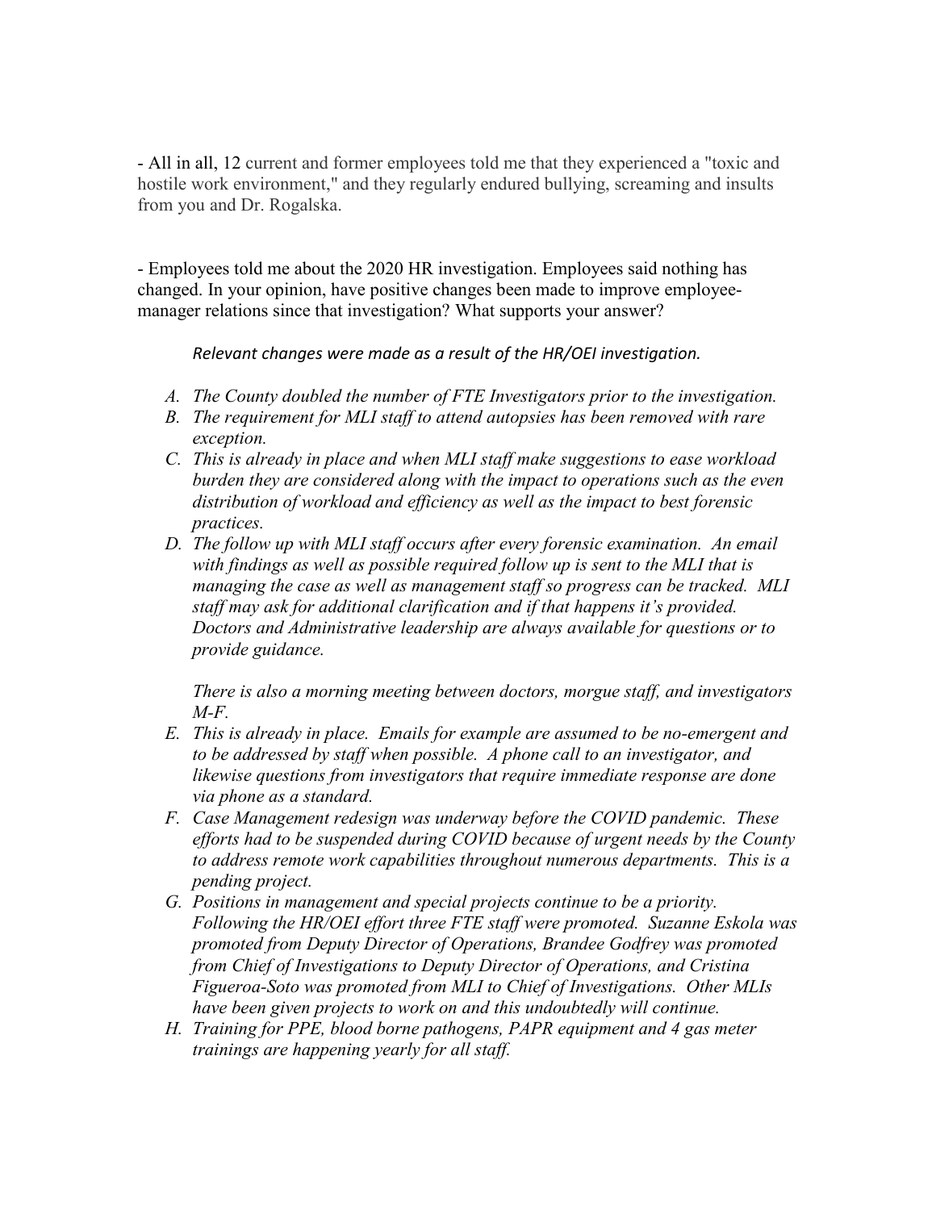- All in all, 12 current and former employees told me that they experienced a "toxic and hostile work environment," and they regularly endured bullying, screaming and insults from you and Dr. Rogalska.

- Employees told me about the 2020 HR investigation. Employees said nothing has changed. In your opinion, have positive changes been made to improve employee-manager relations since that investigation? What supports your answer?

*Relevant changes were made as a result of the HR/OEI investigation.*

A. *The County doubled the number of FTE Investigators prior to the investigation.*
B. *The requirement for MLI staff to attend autopsies has been removed with rare exception.*
C. *This is already in place and when MLI staff make suggestions to ease workload burden they are considered along with the impact to operations such as the even distribution of workload and efficiency as well as the impact to best forensic practices.*
D. *The follow up with MLI staff occurs after every forensic examination. An email with findings as well as possible required follow up is sent to the MLI that is managing the case as well as management staff so progress can be tracked. MLI staff may ask for additional clarification and if that happens it's provided. Doctors and Administrative leadership are always available for questions or to provide guidance.*

   *There is also a morning meeting between doctors, morgue staff, and investigators M-F.*
E. *This is already in place. Emails for example are assumed to be no-emergent and to be addressed by staff when possible. A phone call to an investigator, and likewise questions from investigators that require immediate response are done via phone as a standard.*
F. *Case Management redesign was underway before the COVID pandemic. These efforts had to be suspended during COVID because of urgent needs by the County to address remote work capabilities throughout numerous departments. This is a pending project.*
G. *Positions in management and special projects continue to be a priority. Following the HR/OEI effort three FTE staff were promoted. Suzanne Eskola was promoted from Deputy Director of Operations, Brandee Godfrey was promoted from Chief of Investigations to Deputy Director of Operations, and Cristina Figueroa-Soto was promoted from MLI to Chief of Investigations. Other MLIs have been given projects to work on and this undoubtedly will continue.*
H. *Training for PPE, blood borne pathogens, PAPR equipment and 4 gas meter trainings are happening yearly for all staff.*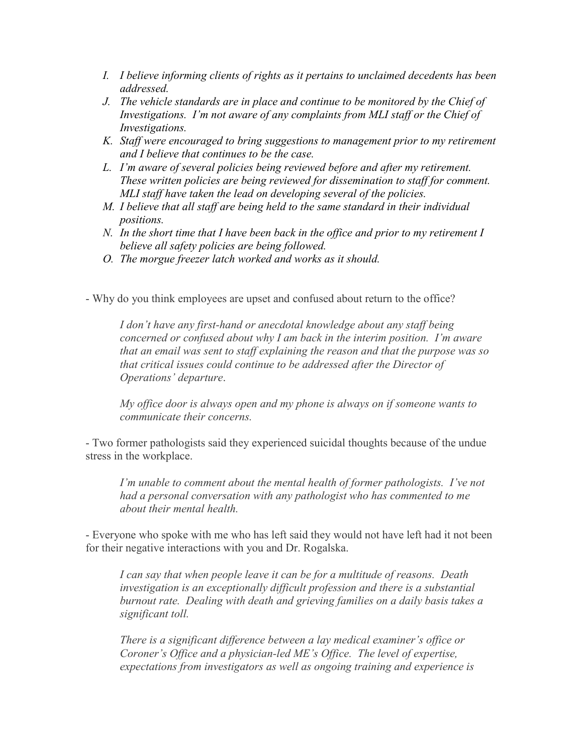I. *I believe informing clients of rights as it pertains to unclaimed decedents has been addressed.*
J. *The vehicle standards are in place and continue to be monitored by the Chief of Investigations. I'm not aware of any complaints from MLI staff or the Chief of Investigations.*
K. *Staff were encouraged to bring suggestions to management prior to my retirement and I believe that continues to be the case.*
L. *I'm aware of several policies being reviewed before and after my retirement. These written policies are being reviewed for dissemination to staff for comment. MLI staff have taken the lead on developing several of the policies.*
M. *I believe that all staff are being held to the same standard in their individual positions.*
N. *In the short time that I have been back in the office and prior to my retirement I believe all safety policies are being followed.*
O. *The morgue freezer latch worked and works as it should.*

- Why do you think employees are upset and confused about return to the office?

  *I don't have any first-hand or anecdotal knowledge about any staff being concerned or confused about why I am back in the interim position. I'm aware that an email was sent to staff explaining the reason and that the purpose was so that critical issues could continue to be addressed after the Director of Operations' departure.*

  *My office door is always open and my phone is always on if someone wants to communicate their concerns.*

- Two former pathologists said they experienced suicidal thoughts because of the undue stress in the workplace.

  *I'm unable to comment about the mental health of former pathologists. I've not had a personal conversation with any pathologist who has commented to me about their mental health.*

- Everyone who spoke with me who has left said they would not have left had it not been for their negative interactions with you and Dr. Rogalska.

  *I can say that when people leave it can be for a multitude of reasons. Death investigation is an exceptionally difficult profession and there is a substantial burnout rate. Dealing with death and grieving families on a daily basis takes a significant toll.*

  *There is a significant difference between a lay medical examiner's office or Coroner's Office and a physician-led ME's Office. The level of expertise, expectations from investigators as well as ongoing training and experience is*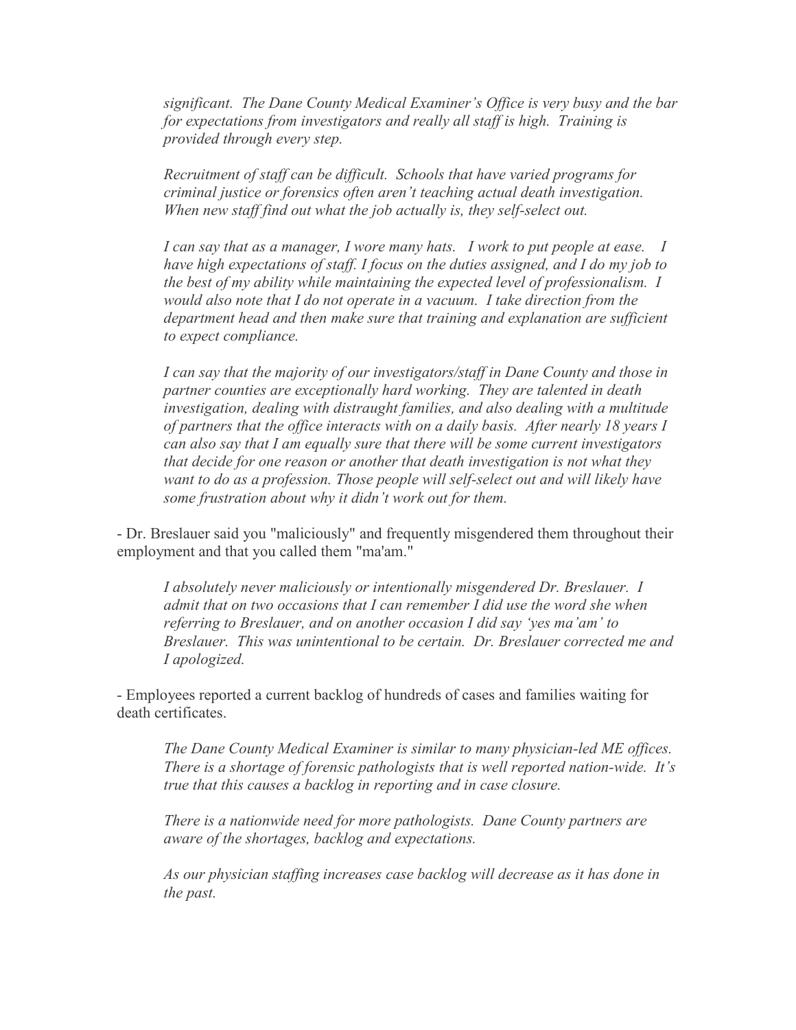*significant. The Dane County Medical Examiner's Office is very busy and the bar for expectations from investigators and really all staff is high. Training is provided through every step.*

*Recruitment of staff can be difficult. Schools that have varied programs for criminal justice or forensics often aren't teaching actual death investigation. When new staff find out what the job actually is, they self-select out.*

*I can say that as a manager, I wore many hats. I work to put people at ease. I have high expectations of staff. I focus on the duties assigned, and I do my job to the best of my ability while maintaining the expected level of professionalism. I would also note that I do not operate in a vacuum. I take direction from the department head and then make sure that training and explanation are sufficient to expect compliance.*

*I can say that the majority of our investigators/staff in Dane County and those in partner counties are exceptionally hard working. They are talented in death investigation, dealing with distraught families, and also dealing with a multitude of partners that the office interacts with on a daily basis. After nearly 18 years I can also say that I am equally sure that there will be some current investigators that decide for one reason or another that death investigation is not what they want to do as a profession. Those people will self-select out and will likely have some frustration about why it didn't work out for them.*

- Dr. Breslauer said you "maliciously" and frequently misgendered them throughout their employment and that you called them "ma'am."

*I absolutely never maliciously or intentionally misgendered Dr. Breslauer. I admit that on two occasions that I can remember I did use the word she when referring to Breslauer, and on another occasion I did say 'yes ma'am' to Breslauer. This was unintentional to be certain. Dr. Breslauer corrected me and I apologized.*

- Employees reported a current backlog of hundreds of cases and families waiting for death certificates.

*The Dane County Medical Examiner is similar to many physician-led ME offices. There is a shortage of forensic pathologists that is well reported nation-wide. It's true that this causes a backlog in reporting and in case closure.*

*There is a nationwide need for more pathologists. Dane County partners are aware of the shortages, backlog and expectations.*

*As our physician staffing increases case backlog will decrease as it has done in the past.*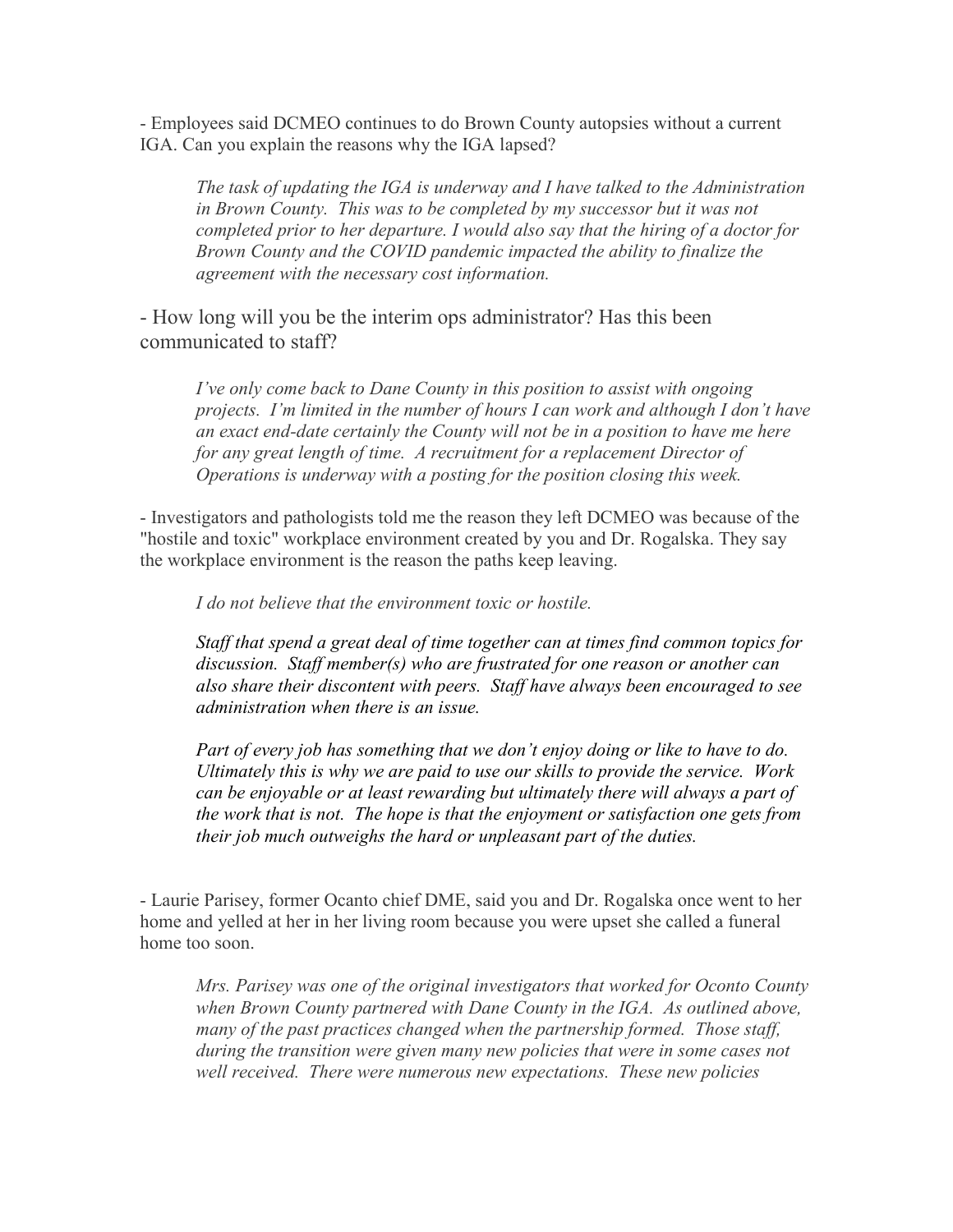- Employees said DCMEO continues to do Brown County autopsies without a current IGA. Can you explain the reasons why the IGA lapsed?

> *The task of updating the IGA is underway and I have talked to the Administration in Brown County. This was to be completed by my successor but it was not completed prior to her departure. I would also say that the hiring of a doctor for Brown County and the COVID pandemic impacted the ability to finalize the agreement with the necessary cost information.*

- How long will you be the interim ops administrator? Has this been communicated to staff?

> *I've only come back to Dane County in this position to assist with ongoing projects. I'm limited in the number of hours I can work and although I don't have an exact end-date certainly the County will not be in a position to have me here for any great length of time. A recruitment for a replacement Director of Operations is underway with a posting for the position closing this week.*

- Investigators and pathologists told me the reason they left DCMEO was because of the "hostile and toxic" workplace environment created by you and Dr. Rogalska. They say the workplace environment is the reason the paths keep leaving.

> *I do not believe that the environment toxic or hostile.*
>
> *Staff that spend a great deal of time together can at times find common topics for discussion. Staff member(s) who are frustrated for one reason or another can also share their discontent with peers. Staff have always been encouraged to see administration when there is an issue.*
>
> *Part of every job has something that we don't enjoy doing or like to have to do. Ultimately this is why we are paid to use our skills to provide the service. Work can be enjoyable or at least rewarding but ultimately there will always a part of the work that is not. The hope is that the enjoyment or satisfaction one gets from their job much outweighs the hard or unpleasant part of the duties.*

- Laurie Parisey, former Ocanto chief DME, said you and Dr. Rogalska once went to her home and yelled at her in her living room because you were upset she called a funeral home too soon.

> *Mrs. Parisey was one of the original investigators that worked for Oconto County when Brown County partnered with Dane County in the IGA. As outlined above, many of the past practices changed when the partnership formed. Those staff, during the transition were given many new policies that were in some cases not well received. There were numerous new expectations. These new policies*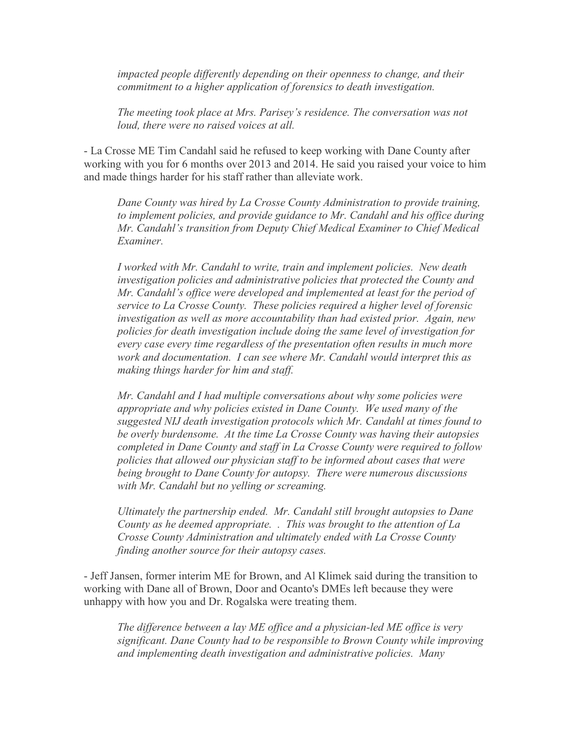*impacted people differently depending on their openness to change, and their commitment to a higher application of forensics to death investigation.*

*The meeting took place at Mrs. Parisey's residence. The conversation was not loud, there were no raised voices at all.*

- La Crosse ME Tim Candahl said he refused to keep working with Dane County after working with you for 6 months over 2013 and 2014. He said you raised your voice to him and made things harder for his staff rather than alleviate work.

*Dane County was hired by La Crosse County Administration to provide training, to implement policies, and provide guidance to Mr. Candahl and his office during Mr. Candahl's transition from Deputy Chief Medical Examiner to Chief Medical Examiner.*

*I worked with Mr. Candahl to write, train and implement policies. New death investigation policies and administrative policies that protected the County and Mr. Candahl's office were developed and implemented at least for the period of service to La Crosse County. These policies required a higher level of forensic investigation as well as more accountability than had existed prior. Again, new policies for death investigation include doing the same level of investigation for every case every time regardless of the presentation often results in much more work and documentation. I can see where Mr. Candahl would interpret this as making things harder for him and staff.*

*Mr. Candahl and I had multiple conversations about why some policies were appropriate and why policies existed in Dane County. We used many of the suggested NIJ death investigation protocols which Mr. Candahl at times found to be overly burdensome. At the time La Crosse County was having their autopsies completed in Dane County and staff in La Crosse County were required to follow policies that allowed our physician staff to be informed about cases that were being brought to Dane County for autopsy. There were numerous discussions with Mr. Candahl but no yelling or screaming.*

*Ultimately the partnership ended. Mr. Candahl still brought autopsies to Dane County as he deemed appropriate. . This was brought to the attention of La Crosse County Administration and ultimately ended with La Crosse County finding another source for their autopsy cases.*

- Jeff Jansen, former interim ME for Brown, and Al Klimek said during the transition to working with Dane all of Brown, Door and Ocanto's DMEs left because they were unhappy with how you and Dr. Rogalska were treating them.

*The difference between a lay ME office and a physician-led ME office is very significant. Dane County had to be responsible to Brown County while improving and implementing death investigation and administrative policies. Many*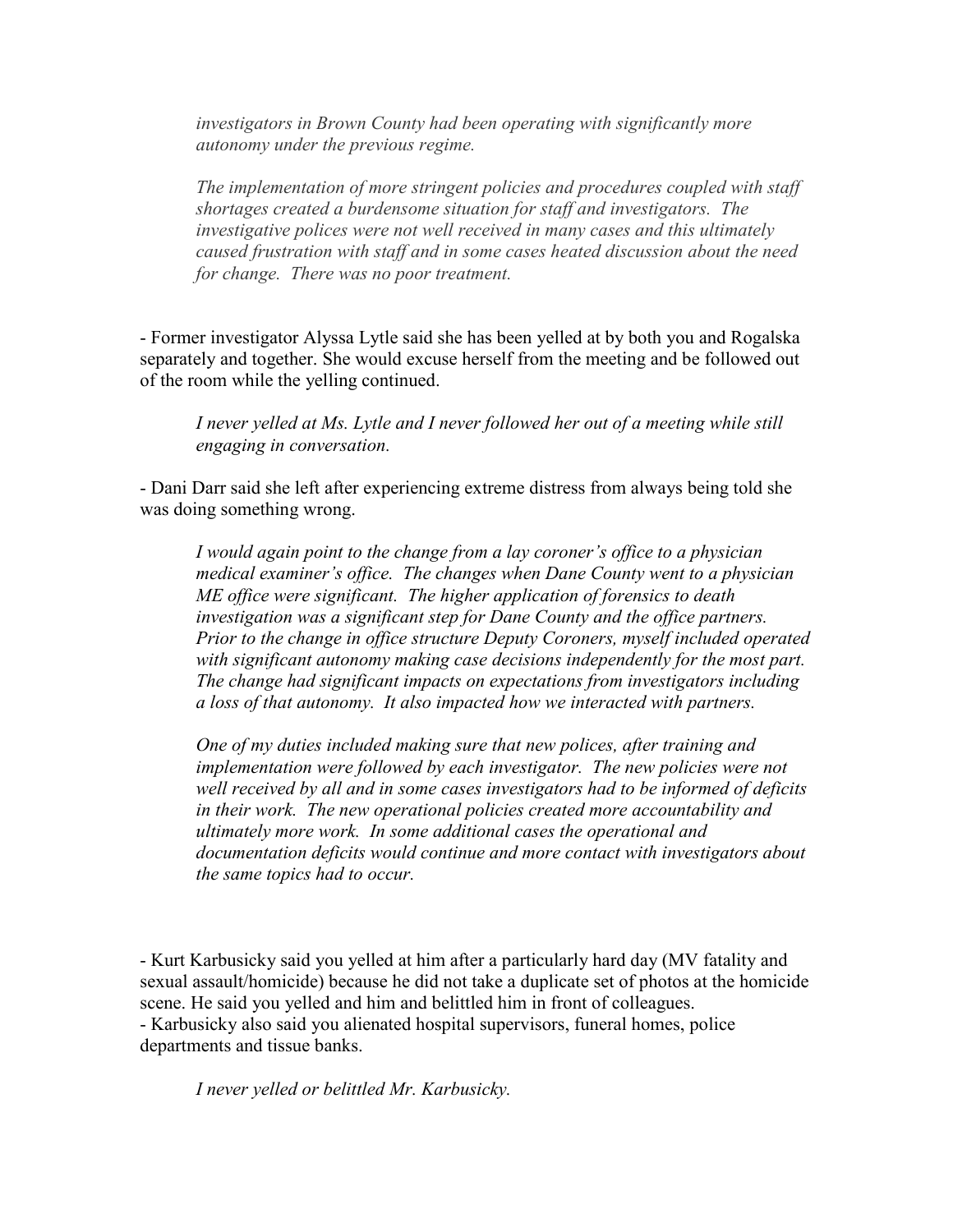*investigators in Brown County had been operating with significantly more autonomy under the previous regime.*

*The implementation of more stringent policies and procedures coupled with staff shortages created a burdensome situation for staff and investigators. The investigative polices were not well received in many cases and this ultimately caused frustration with staff and in some cases heated discussion about the need for change. There was no poor treatment.*

- Former investigator Alyssa Lytle said she has been yelled at by both you and Rogalska separately and together. She would excuse herself from the meeting and be followed out of the room while the yelling continued.

*I never yelled at Ms. Lytle and I never followed her out of a meeting while still engaging in conversation.*

- Dani Darr said she left after experiencing extreme distress from always being told she was doing something wrong.

*I would again point to the change from a lay coroner's office to a physician medical examiner's office. The changes when Dane County went to a physician ME office were significant. The higher application of forensics to death investigation was a significant step for Dane County and the office partners. Prior to the change in office structure Deputy Coroners, myself included operated with significant autonomy making case decisions independently for the most part. The change had significant impacts on expectations from investigators including a loss of that autonomy. It also impacted how we interacted with partners.*

*One of my duties included making sure that new polices, after training and implementation were followed by each investigator. The new policies were not well received by all and in some cases investigators had to be informed of deficits in their work. The new operational policies created more accountability and ultimately more work. In some additional cases the operational and documentation deficits would continue and more contact with investigators about the same topics had to occur.*

- Kurt Karbusicky said you yelled at him after a particularly hard day (MV fatality and sexual assault/homicide) because he did not take a duplicate set of photos at the homicide scene. He said you yelled and him and belittled him in front of colleagues.
- Karbusicky also said you alienated hospital supervisors, funeral homes, police departments and tissue banks.

*I never yelled or belittled Mr. Karbusicky.*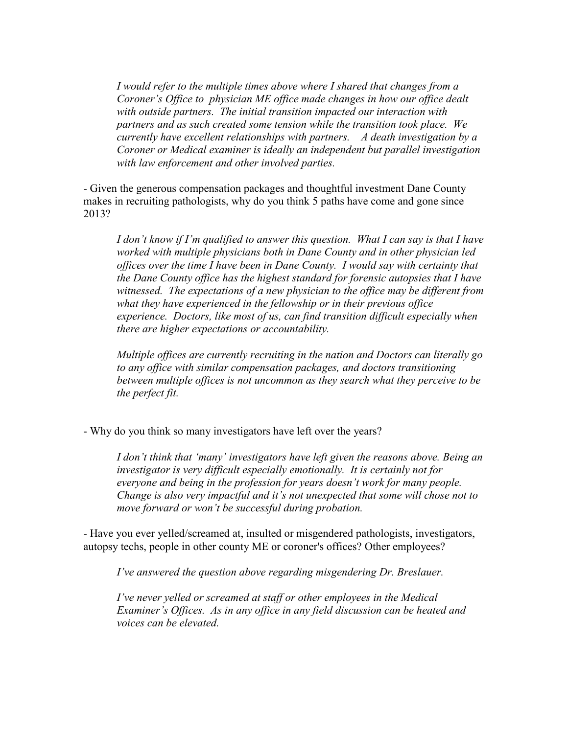*I would refer to the multiple times above where I shared that changes from a Coroner's Office to physician ME office made changes in how our office dealt with outside partners. The initial transition impacted our interaction with partners and as such created some tension while the transition took place. We currently have excellent relationships with partners. A death investigation by a Coroner or Medical examiner is ideally an independent but parallel investigation with law enforcement and other involved parties.*

- Given the generous compensation packages and thoughtful investment Dane County makes in recruiting pathologists, why do you think 5 paths have come and gone since 2013?

*I don't know if I'm qualified to answer this question. What I can say is that I have worked with multiple physicians both in Dane County and in other physician led offices over the time I have been in Dane County. I would say with certainty that the Dane County office has the highest standard for forensic autopsies that I have witnessed. The expectations of a new physician to the office may be different from what they have experienced in the fellowship or in their previous office experience. Doctors, like most of us, can find transition difficult especially when there are higher expectations or accountability.*

*Multiple offices are currently recruiting in the nation and Doctors can literally go to any office with similar compensation packages, and doctors transitioning between multiple offices is not uncommon as they search what they perceive to be the perfect fit.*

- Why do you think so many investigators have left over the years?

*I don't think that 'many' investigators have left given the reasons above. Being an investigator is very difficult especially emotionally. It is certainly not for everyone and being in the profession for years doesn't work for many people. Change is also very impactful and it's not unexpected that some will chose not to move forward or won't be successful during probation.*

- Have you ever yelled/screamed at, insulted or misgendered pathologists, investigators, autopsy techs, people in other county ME or coroner's offices? Other employees?

*I've answered the question above regarding misgendering Dr. Breslauer.*

*I've never yelled or screamed at staff or other employees in the Medical Examiner's Offices. As in any office in any field discussion can be heated and voices can be elevated.*